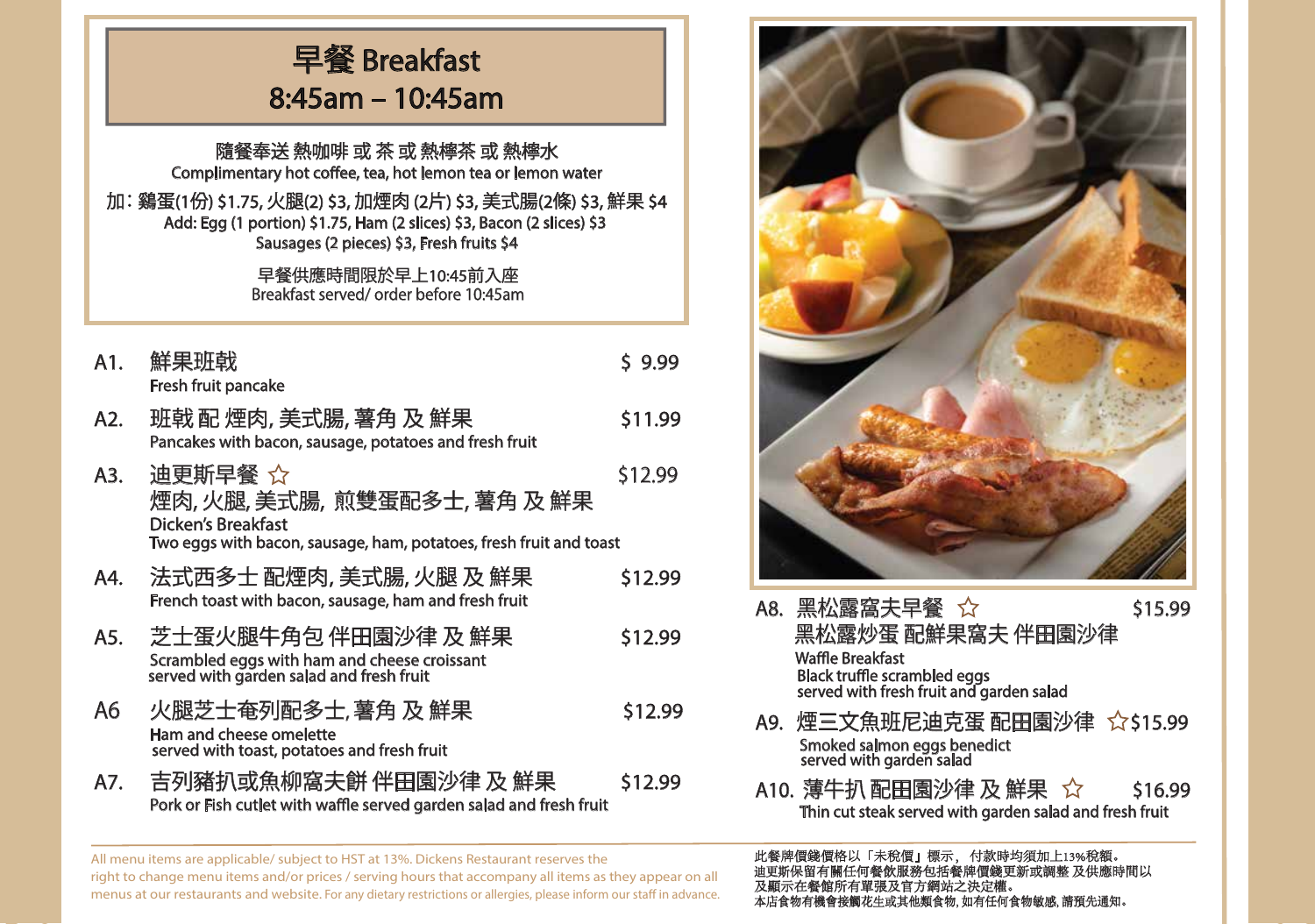# 早餐 Breakfast
## 8:45am – 10:45am

隨餐奉送 熱咖啡 或 茶 或 熱檸茶 或 熱檸水
Complimentary hot coffee, tea, hot lemon tea or lemon water

加：雞蛋(1份) $1.75, 火腿(2) $3, 加煙肉 (2片) $3, 美式腸(2條) $3, 鮮果 $4
Add: Egg (1 portion) $1.75, Ham (2 slices) $3, Bacon (2 slices) $3
Sausages (2 pieces) $3, Fresh fruits $4

早餐供應時間限於早上10:45前入座
Breakfast served/ order before 10:45am

**A1.** 鮮果班戟 — $ 9.99
Fresh fruit pancake

**A2.** 班戟 配 煙肉, 美式腸, 薯角 及 鮮果 — $11.99
Pancakes with bacon, sausage, potatoes and fresh fruit

**A3.** 迪更斯早餐 ☆ — $12.99
煙肉, 火腿, 美式腸, 煎雙蛋配多士, 薯角 及 鮮果
Dicken's Breakfast
Two eggs with bacon, sausage, ham, potatoes, fresh fruit and toast

**A4.** 法式西多士 配煙肉, 美式腸, 火腿 及 鮮果 — $12.99
French toast with bacon, sausage, ham and fresh fruit

**A5.** 芝士蛋火腿牛角包 伴田園沙律 及 鮮果 — $12.99
Scrambled eggs with ham and cheese croissant
served with garden salad and fresh fruit

**A6** 火腿芝士奄列配多士, 薯角 及 鮮果 — $12.99
Ham and cheese omelette
served with toast, potatoes and fresh fruit

**A7.** 吉列豬扒或魚柳窩夫餅 伴田園沙律 及 鮮果 — $12.99
Pork or Fish cutlet with waffle served garden salad and fresh fruit

**A8.** 黑松露窩夫早餐 ☆ — $15.99
黑松露炒蛋 配鮮果窩夫 伴田園沙律
Waffle Breakfast
Black truffle scrambled eggs
served with fresh fruit and garden salad

**A9.** 煙三文魚班尼迪克蛋 配田園沙律 ☆ — $15.99
Smoked salmon eggs benedict
served with garden salad

**A10.** 薄牛扒 配田園沙律 及 鮮果 ☆ — $16.99
Thin cut steak served with garden salad and fresh fruit

All menu items are applicable/ subject to HST at 13%. Dickens Restaurant reserves the right to change menu items and/or prices / serving hours that accompany all items as they appear on all menus at our restaurants and website. For any dietary restrictions or allergies, please inform our staff in advance.

此餐牌價錢價格以「未稅價」標示， 付款時均須加上13%稅額。
迪更斯保留有關任何餐飲服務包括餐牌價錢更新或調整 及供應時間以及顯示在餐館所有單張及官方網站之決定權。
本店食物有機會接觸花生或其他類食物, 如有任何食物敏感, 請預先通知。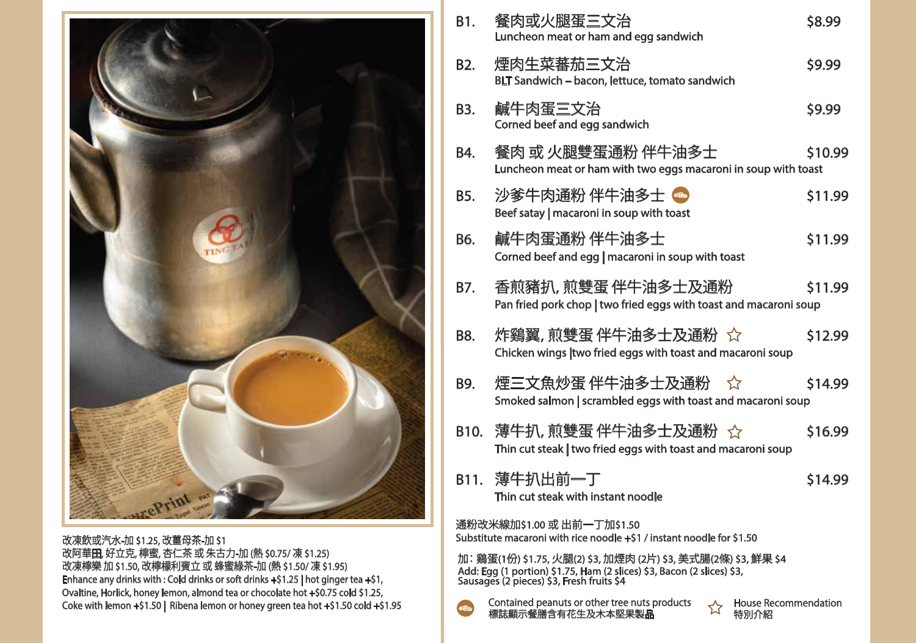| | | |
|---|---|---|
| B1. | 餐肉或火腿蛋三文治<br>Luncheon meat or ham and egg sandwich | $8.99 |
| B2. | 煙肉生菜蕃茄三文治<br>BLT Sandwich – bacon, lettuce, tomato sandwich | $9.99 |
| B3. | 鹹牛肉蛋三文治<br>Corned beef and egg sandwich | $9.99 |
| B4. | 餐肉 或 火腿雙蛋通粉 伴牛油多士<br>Luncheon meat or ham with two eggs macaroni in soup with toast | $10.99 |
| B5. | 沙爹牛肉通粉 伴牛油多士 (contains nuts)<br>Beef satay \| macaroni in soup with toast | $11.99 |
| B6. | 鹹牛肉蛋通粉 伴牛油多士<br>Corned beef and egg \| macaroni in soup with toast | $11.99 |
| B7. | 香煎豬扒, 煎雙蛋 伴牛油多士及通粉<br>Pan fried pork chop \| two fried eggs with toast and macaroni soup | $11.99 |
| B8. | 炸雞翼, 煎雙蛋 伴牛油多士及通粉 ☆<br>Chicken wings \|two fried eggs with toast and macaroni soup | $12.99 |
| B9. | 煙三文魚炒蛋 伴牛油多士及通粉 ☆<br>Smoked salmon \| scrambled eggs with toast and macaroni soup | $14.99 |
| B10. | 薄牛扒, 煎雙蛋 伴牛油多士及通粉 ☆<br>Thin cut steak \| two fried eggs with toast and macaroni soup | $16.99 |
| B11. | 薄牛扒出前一丁<br>Thin cut steak with instant noodle | $14.99 |

通粉改米線加$1.00 或 出前一丁加$1.50
Substitute macaroni with rice noodle +$1 / instant noodle for $1.50

加: 雞蛋(1份) $1.75, 火腿(2) $3, 加煙肉 (2片) $3, 美式腸(2條) $3, 鮮果 $4
Add: Egg (1 portion) $1.75, Ham (2 slices) $3, Bacon (2 slices) $3, Sausages (2 pieces) $3, Fresh fruits $4

(nut icon) Contained peanuts or other tree nuts products
標誌顯示餐膳含有花生及木本堅果製品

☆ House Recommendation
特別介紹

改凍飲或汽水-加 $1.25, 改薑母茶-加 $1
改阿華田, 好立克, 檸蜜, 杏仁茶 或 朱古力-加 (熱 $0.75/ 凍 $1.25)
改凍檸樂 加 $1.50, 改檸檬利賓立 或 蜂蜜綠茶-加 (熱 $1.50/ 凍 $1.95)
Enhance any drinks with : Cold drinks or soft drinks +$1.25 | hot ginger tea +$1, Ovaltine, Horlick, honey lemon, almond tea or chocolate hot +$0.75 cold $1.25, Coke with lemon +$1.50 | Ribena lemon or honey green tea hot +$1.50 cold +$1.95